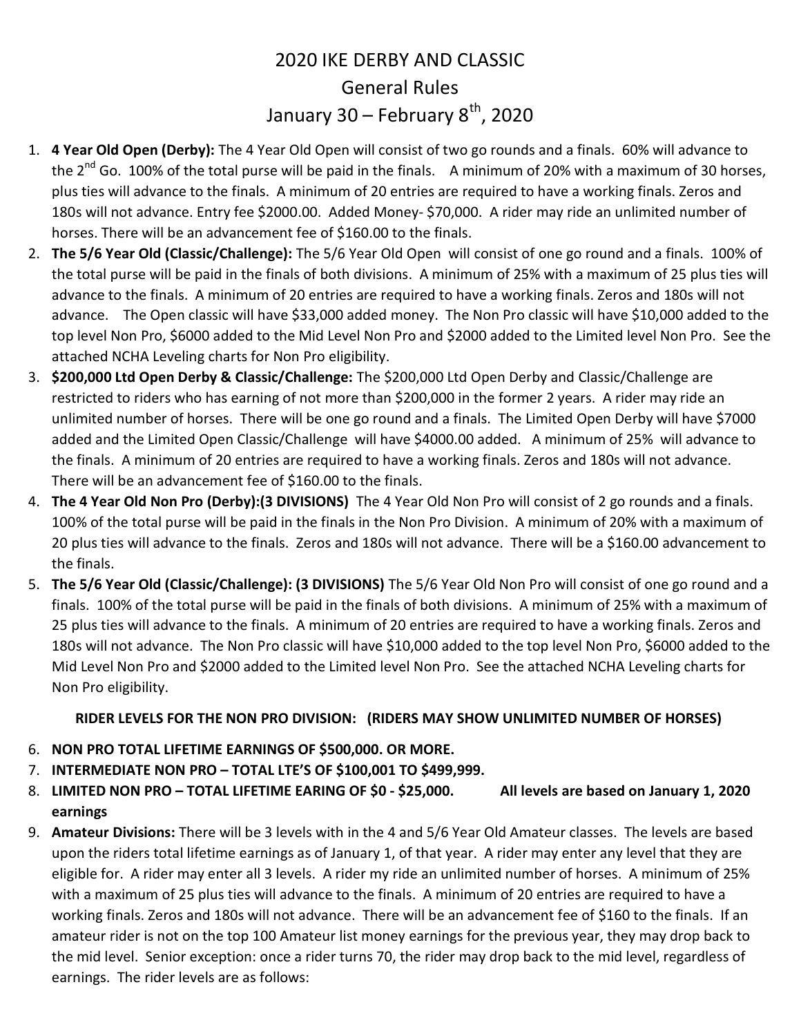# 2020 IKE DERBY AND CLASSIC

## General Rules

## January 30 – February 8th, 2020

1. **4 Year Old Open (Derby):** The 4 Year Old Open will consist of two go rounds and a finals. 60% will advance to the 2nd Go. 100% of the total purse will be paid in the finals. A minimum of 20% with a maximum of 30 horses, plus ties will advance to the finals. A minimum of 20 entries are required to have a working finals. Zeros and 180s will not advance. Entry fee $2000.00. Added Money- $70,000. A rider may ride an unlimited number of horses. There will be an advancement fee of $160.00 to the finals.
2. **The 5/6 Year Old (Classic/Challenge):** The 5/6 Year Old Open will consist of one go round and a finals. 100% of the total purse will be paid in the finals of both divisions. A minimum of 25% with a maximum of 25 plus ties will advance to the finals. A minimum of 20 entries are required to have a working finals. Zeros and 180s will not advance. The Open classic will have $33,000 added money. The Non Pro classic will have $10,000 added to the top level Non Pro, $6000 added to the Mid Level Non Pro and $2000 added to the Limited level Non Pro. See the attached NCHA Leveling charts for Non Pro eligibility.
3. **$200,000 Ltd Open Derby & Classic/Challenge:** The $200,000 Ltd Open Derby and Classic/Challenge are restricted to riders who has earning of not more than $200,000 in the former 2 years. A rider may ride an unlimited number of horses. There will be one go round and a finals. The Limited Open Derby will have $7000 added and the Limited Open Classic/Challenge will have $4000.00 added. A minimum of 25% will advance to the finals. A minimum of 20 entries are required to have a working finals. Zeros and 180s will not advance. There will be an advancement fee of $160.00 to the finals.
4. **The 4 Year Old Non Pro (Derby):(3 DIVISIONS)** The 4 Year Old Non Pro will consist of 2 go rounds and a finals. 100% of the total purse will be paid in the finals in the Non Pro Division. A minimum of 20% with a maximum of 20 plus ties will advance to the finals. Zeros and 180s will not advance. There will be a $160.00 advancement to the finals.
5. **The 5/6 Year Old (Classic/Challenge): (3 DIVISIONS)** The 5/6 Year Old Non Pro will consist of one go round and a finals. 100% of the total purse will be paid in the finals of both divisions. A minimum of 25% with a maximum of 25 plus ties will advance to the finals. A minimum of 20 entries are required to have a working finals. Zeros and 180s will not advance. The Non Pro classic will have $10,000 added to the top level Non Pro, $6000 added to the Mid Level Non Pro and $2000 added to the Limited level Non Pro. See the attached NCHA Leveling charts for Non Pro eligibility.

**RIDER LEVELS FOR THE NON PRO DIVISION: (RIDERS MAY SHOW UNLIMITED NUMBER OF HORSES)**

6. **NON PRO TOTAL LIFETIME EARNINGS OF $500,000. OR MORE.**
7. **INTERMEDIATE NON PRO – TOTAL LTE'S OF $100,001 TO $499,999.**
8. **LIMITED NON PRO – TOTAL LIFETIME EARING OF $0 - $25,000. All levels are based on January 1, 2020 earnings**
9. **Amateur Divisions:** There will be 3 levels with in the 4 and 5/6 Year Old Amateur classes. The levels are based upon the riders total lifetime earnings as of January 1, of that year. A rider may enter any level that they are eligible for. A rider may enter all 3 levels. A rider my ride an unlimited number of horses. A minimum of 25% with a maximum of 25 plus ties will advance to the finals. A minimum of 20 entries are required to have a working finals. Zeros and 180s will not advance. There will be an advancement fee of $160 to the finals. If an amateur rider is not on the top 100 Amateur list money earnings for the previous year, they may drop back to the mid level. Senior exception: once a rider turns 70, the rider may drop back to the mid level, regardless of earnings. The rider levels are as follows: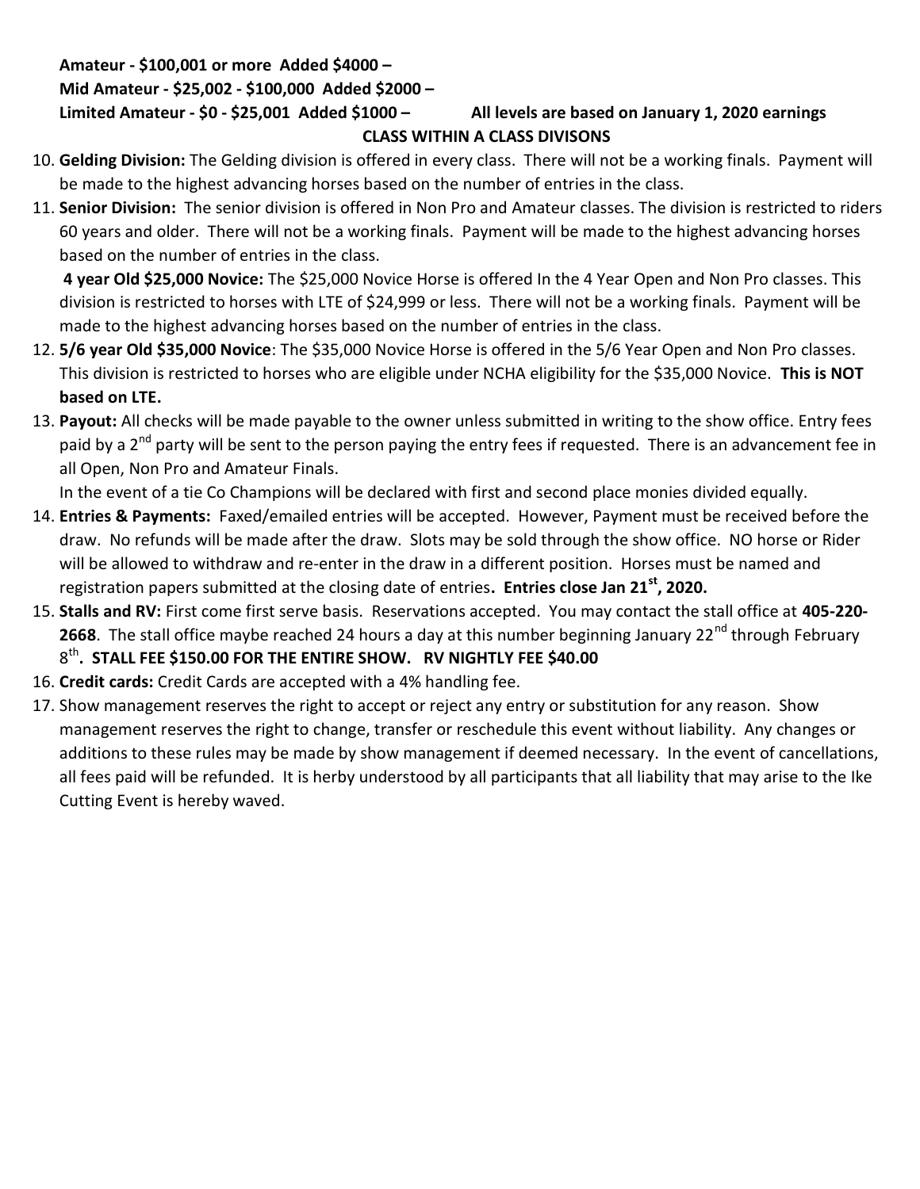**Amateur - $100,001 or more  Added $4000 –**
**Mid Amateur - $25,002 - $100,000  Added $2000 –**
**Limited Amateur - $0 - $25,001  Added $1000 –  All levels are based on January 1, 2020 earnings**

**CLASS WITHIN A CLASS DIVISONS**

10. **Gelding Division:** The Gelding division is offered in every class. There will not be a working finals. Payment will be made to the highest advancing horses based on the number of entries in the class.
11. **Senior Division:** The senior division is offered in Non Pro and Amateur classes. The division is restricted to riders 60 years and older. There will not be a working finals. Payment will be made to the highest advancing horses based on the number of entries in the class.

    **4 year Old $25,000 Novice:** The $25,000 Novice Horse is offered In the 4 Year Open and Non Pro classes. This division is restricted to horses with LTE of $24,999 or less. There will not be a working finals. Payment will be made to the highest advancing horses based on the number of entries in the class.
12. **5/6 year Old $35,000 Novice**: The $35,000 Novice Horse is offered in the 5/6 Year Open and Non Pro classes. This division is restricted to horses who are eligible under NCHA eligibility for the $35,000 Novice. **This is NOT based on LTE.**
13. **Payout:** All checks will be made payable to the owner unless submitted in writing to the show office. Entry fees paid by a 2nd party will be sent to the person paying the entry fees if requested. There is an advancement fee in all Open, Non Pro and Amateur Finals.

    In the event of a tie Co Champions will be declared with first and second place monies divided equally.
14. **Entries & Payments:** Faxed/emailed entries will be accepted. However, Payment must be received before the draw. No refunds will be made after the draw. Slots may be sold through the show office. NO horse or Rider will be allowed to withdraw and re-enter in the draw in a different position. Horses must be named and registration papers submitted at the closing date of entries**. Entries close Jan 21st, 2020.**
15. **Stalls and RV:** First come first serve basis. Reservations accepted. You may contact the stall office at **405-220-2668**. The stall office maybe reached 24 hours a day at this number beginning January 22nd through February 8th**. STALL FEE $150.00 FOR THE ENTIRE SHOW. RV NIGHTLY FEE $40.00**
16. **Credit cards:** Credit Cards are accepted with a 4% handling fee.
17. Show management reserves the right to accept or reject any entry or substitution for any reason. Show management reserves the right to change, transfer or reschedule this event without liability. Any changes or additions to these rules may be made by show management if deemed necessary. In the event of cancellations, all fees paid will be refunded. It is herby understood by all participants that all liability that may arise to the Ike Cutting Event is hereby waved.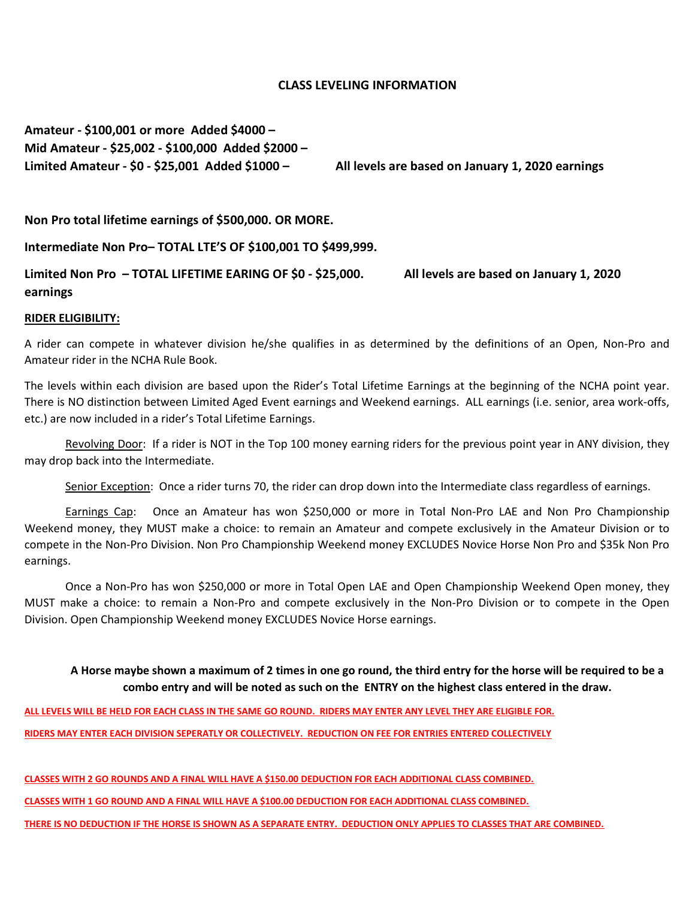## CLASS LEVELING INFORMATION

**Amateur - $100,001 or more Added $4000 –**
**Mid Amateur - $25,002 - $100,000 Added $2000 –**
**Limited Amateur - $0 - $25,001 Added $1000 –** **All levels are based on January 1, 2020 earnings**

**Non Pro total lifetime earnings of $500,000. OR MORE.**

**Intermediate Non Pro– TOTAL LTE'S OF $100,001 TO $499,999.**

**Limited Non Pro – TOTAL LIFETIME EARING OF $0 - $25,000.** **All levels are based on January 1, 2020 earnings**

**RIDER ELIGIBILITY:**

A rider can compete in whatever division he/she qualifies in as determined by the definitions of an Open, Non-Pro and Amateur rider in the NCHA Rule Book.

The levels within each division are based upon the Rider's Total Lifetime Earnings at the beginning of the NCHA point year. There is NO distinction between Limited Aged Event earnings and Weekend earnings. ALL earnings (i.e. senior, area work-offs, etc.) are now included in a rider's Total Lifetime Earnings.

Revolving Door: If a rider is NOT in the Top 100 money earning riders for the previous point year in ANY division, they may drop back into the Intermediate.

Senior Exception: Once a rider turns 70, the rider can drop down into the Intermediate class regardless of earnings.

Earnings Cap: Once an Amateur has won $250,000 or more in Total Non-Pro LAE and Non Pro Championship Weekend money, they MUST make a choice: to remain an Amateur and compete exclusively in the Amateur Division or to compete in the Non-Pro Division. Non Pro Championship Weekend money EXCLUDES Novice Horse Non Pro and $35k Non Pro earnings.

Once a Non-Pro has won $250,000 or more in Total Open LAE and Open Championship Weekend Open money, they MUST make a choice: to remain a Non-Pro and compete exclusively in the Non-Pro Division or to compete in the Open Division. Open Championship Weekend money EXCLUDES Novice Horse earnings.

**A Horse maybe shown a maximum of 2 times in one go round, the third entry for the horse will be required to be a combo entry and will be noted as such on the ENTRY on the highest class entered in the draw.**

**ALL LEVELS WILL BE HELD FOR EACH CLASS IN THE SAME GO ROUND. RIDERS MAY ENTER ANY LEVEL THEY ARE ELIGIBLE FOR.**

**RIDERS MAY ENTER EACH DIVISION SEPERATLY OR COLLECTIVELY. REDUCTION ON FEE FOR ENTRIES ENTERED COLLECTIVELY**

**CLASSES WITH 2 GO ROUNDS AND A FINAL WILL HAVE A $150.00 DEDUCTION FOR EACH ADDITIONAL CLASS COMBINED.**

**CLASSES WITH 1 GO ROUND AND A FINAL WILL HAVE A $100.00 DEDUCTION FOR EACH ADDITIONAL CLASS COMBINED.**

**THERE IS NO DEDUCTION IF THE HORSE IS SHOWN AS A SEPARATE ENTRY. DEDUCTION ONLY APPLIES TO CLASSES THAT ARE COMBINED.**